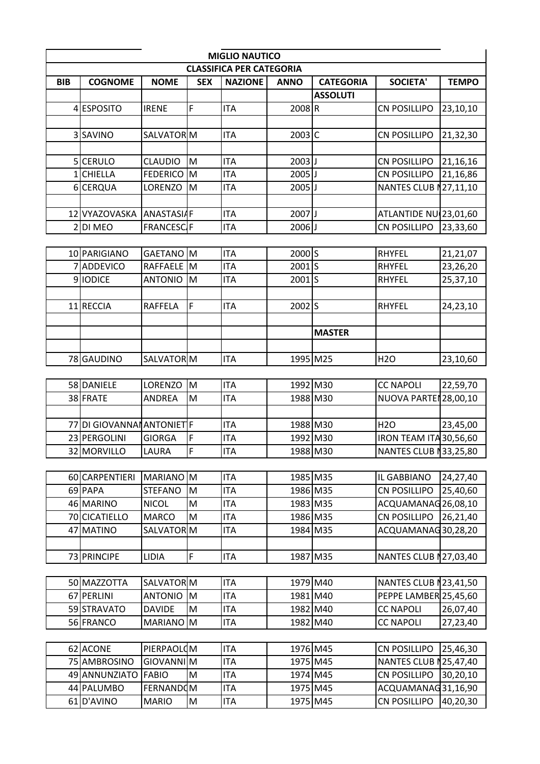# MIGLIO NAUTICO

## CLASSIFICA PER CATEGORIA

| BIB | COGNOME | NOME | SEX | NAZIONE | ANNO | CATEGORIA | SOCIETA' | TEMPO |
|---|---|---|---|---|---|---|---|---|
| | | | | | | **ASSOLUTI** | | |
| 4 | ESPOSITO | IRENE | F | ITA | 2008 | R | CN POSILLIPO | 23,10,10 |
| | | | | | | | | |
| 3 | SAVINO | SALVATOR | M | ITA | 2003 | C | CN POSILLIPO | 21,32,30 |
| | | | | | | | | |
| 5 | CERULO | CLAUDIO | M | ITA | 2003 | J | CN POSILLIPO | 21,16,16 |
| 1 | CHIELLA | FEDERICO | M | ITA | 2005 | J | CN POSILLIPO | 21,16,86 |
| 6 | CERQUA | LORENZO | M | ITA | 2005 | J | NANTES CLUB N | 27,11,10 |
| | | | | | | | | |
| 12 | VYAZOVASKA | ANASTASIA | F | ITA | 2007 | J | ATLANTIDE NU | 23,01,60 |
| 2 | DI MEO | FRANCESC | F | ITA | 2006 | J | CN POSILLIPO | 23,33,60 |
| | | | | | | | | |
| 10 | PARIGIANO | GAETANO | M | ITA | 2000 | S | RHYFEL | 21,21,07 |
| 7 | ADDEVICO | RAFFAELE | M | ITA | 2001 | S | RHYFEL | 23,26,20 |
| 9 | IODICE | ANTONIO | M | ITA | 2001 | S | RHYFEL | 25,37,10 |
| | | | | | | | | |
| 11 | RECCIA | RAFFELA | F | ITA | 2002 | S | RHYFEL | 24,23,10 |
| | | | | | | | | |
| | | | | | | **MASTER** | | |
| | | | | | | | | |
| 78 | GAUDINO | SALVATOR | M | ITA | 1995 | M25 | H2O | 23,10,60 |
| | | | | | | | | |
| 58 | DANIELE | LORENZO | M | ITA | 1992 | M30 | CC NAPOLI | 22,59,70 |
| 38 | FRATE | ANDREA | M | ITA | 1988 | M30 | NUOVA PARTEN | 28,00,10 |
| | | | | | | | | |
| 77 | DI GIOVANNA | ANTONIET | F | ITA | 1988 | M30 | H2O | 23,45,00 |
| 23 | PERGOLINI | GIORGA | F | ITA | 1992 | M30 | IRON TEAM ITA | 30,56,60 |
| 32 | MORVILLO | LAURA | F | ITA | 1988 | M30 | NANTES CLUB N | 33,25,80 |
| | | | | | | | | |
| 60 | CARPENTIERI | MARIANO | M | ITA | 1985 | M35 | IL GABBIANO | 24,27,40 |
| 69 | PAPA | STEFANO | M | ITA | 1986 | M35 | CN POSILLIPO | 25,40,60 |
| 46 | MARINO | NICOL | M | ITA | 1983 | M35 | ACQUAMANAG | 26,08,10 |
| 70 | CICATIELLO | MARCO | M | ITA | 1986 | M35 | CN POSILLIPO | 26,21,40 |
| 47 | MATINO | SALVATOR | M | ITA | 1984 | M35 | ACQUAMANAG | 30,28,20 |
| | | | | | | | | |
| 73 | PRINCIPE | LIDIA | F | ITA | 1987 | M35 | NANTES CLUB N | 27,03,40 |
| | | | | | | | | |
| 50 | MAZZOTTA | SALVATOR | M | ITA | 1979 | M40 | NANTES CLUB N | 23,41,50 |
| 67 | PERLINI | ANTONIO | M | ITA | 1981 | M40 | PEPPE LAMBER | 25,45,60 |
| 59 | STRAVATO | DAVIDE | M | ITA | 1982 | M40 | CC NAPOLI | 26,07,40 |
| 56 | FRANCO | MARIANO | M | ITA | 1982 | M40 | CC NAPOLI | 27,23,40 |
| | | | | | | | | |
| 62 | ACONE | PIERPAOLO | M | ITA | 1976 | M45 | CN POSILLIPO | 25,46,30 |
| 75 | AMBROSINO | GIOVANNI | M | ITA | 1975 | M45 | NANTES CLUB N | 25,47,40 |
| 49 | ANNUNZIATO | FABIO | M | ITA | 1974 | M45 | CN POSILLIPO | 30,20,10 |
| 44 | PALUMBO | FERNANDO | M | ITA | 1975 | M45 | ACQUAMANAG | 31,16,90 |
| 61 | D'AVINO | MARIO | M | ITA | 1975 | M45 | CN POSILLIPO | 40,20,30 |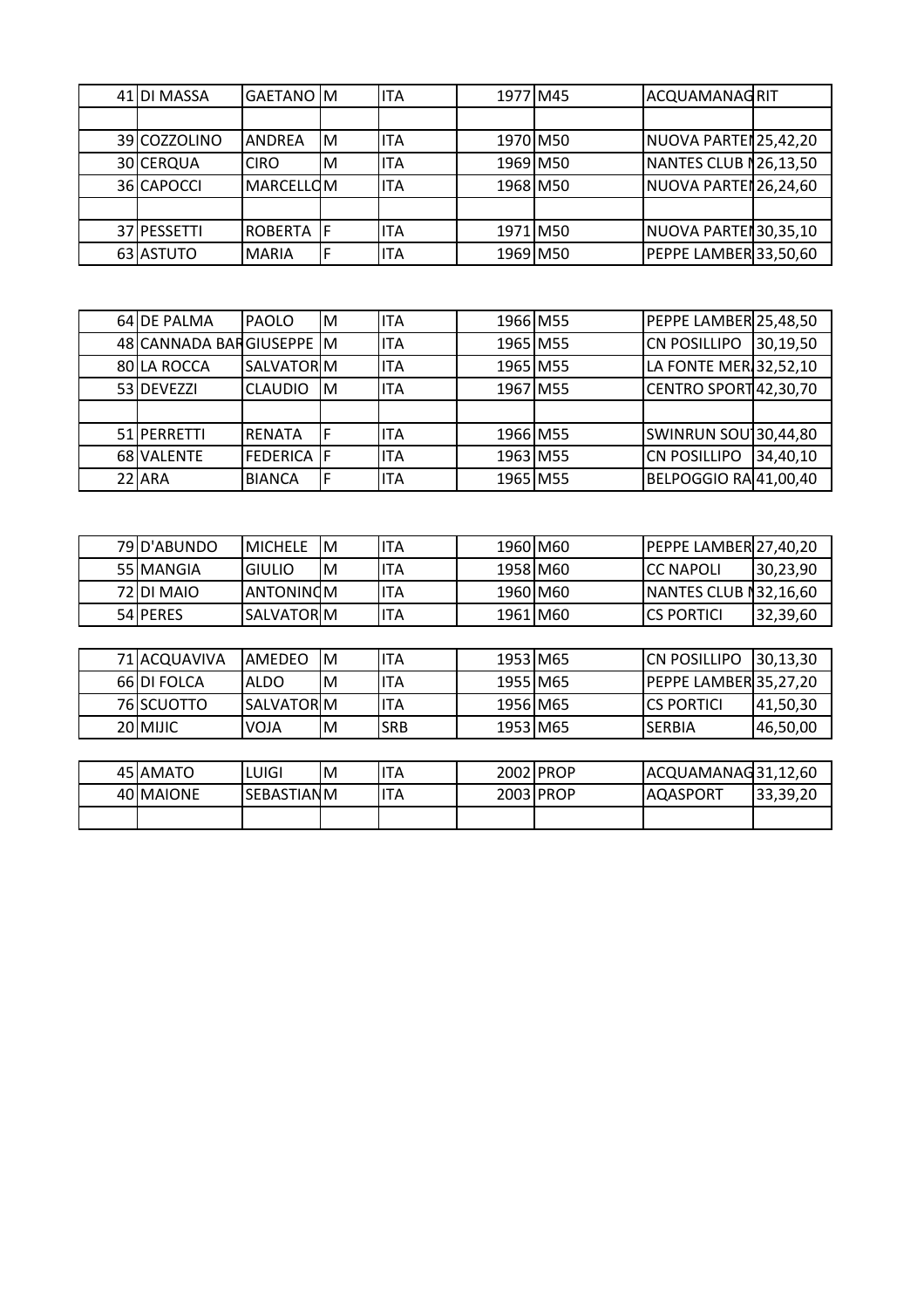| | | | | | | | | |
|---|---|---|---|---|---|---|---|---|
| 41 | DI MASSA | GAETANO | M | ITA | 1977 | M45 | ACQUAMANAG | RIT |
| | | | | | | | | |
| 39 | COZZOLINO | ANDREA | M | ITA | 1970 | M50 | NUOVA PARTEI | 25,42,20 |
| 30 | CERQUA | CIRO | M | ITA | 1969 | M50 | NANTES CLUB I | 26,13,50 |
| 36 | CAPOCCI | MARCELLO | M | ITA | 1968 | M50 | NUOVA PARTEI | 26,24,60 |
| | | | | | | | | |
| 37 | PESSETTI | ROBERTA | F | ITA | 1971 | M50 | NUOVA PARTEI | 30,35,10 |
| 63 | ASTUTO | MARIA | F | ITA | 1969 | M50 | PEPPE LAMBER | 33,50,60 |

| | | | | | | | | |
|---|---|---|---|---|---|---|---|---|
| 64 | DE PALMA | PAOLO | M | ITA | 1966 | M55 | PEPPE LAMBER | 25,48,50 |
| 48 | CANNADA BAR | GIUSEPPE | M | ITA | 1965 | M55 | CN POSILLIPO | 30,19,50 |
| 80 | LA ROCCA | SALVATOR | M | ITA | 1965 | M55 | LA FONTE MER | 32,52,10 |
| 53 | DEVEZZI | CLAUDIO | M | ITA | 1967 | M55 | CENTRO SPORT | 42,30,70 |
| | | | | | | | | |
| 51 | PERRETTI | RENATA | F | ITA | 1966 | M55 | SWINRUN SOU | 30,44,80 |
| 68 | VALENTE | FEDERICA | F | ITA | 1963 | M55 | CN POSILLIPO | 34,40,10 |
| 22 | ARA | BIANCA | F | ITA | 1965 | M55 | BELPOGGIO RA | 41,00,40 |

| | | | | | | | | |
|---|---|---|---|---|---|---|---|---|
| 79 | D'ABUNDO | MICHELE | M | ITA | 1960 | M60 | PEPPE LAMBER | 27,40,20 |
| 55 | MANGIA | GIULIO | M | ITA | 1958 | M60 | CC NAPOLI | 30,23,90 |
| 72 | DI MAIO | ANTONINO | M | ITA | 1960 | M60 | NANTES CLUB I | 32,16,60 |
| 54 | PERES | SALVATOR | M | ITA | 1961 | M60 | CS PORTICI | 32,39,60 |

| | | | | | | | | |
|---|---|---|---|---|---|---|---|---|
| 71 | ACQUAVIVA | AMEDEO | M | ITA | 1953 | M65 | CN POSILLIPO | 30,13,30 |
| 66 | DI FOLCA | ALDO | M | ITA | 1955 | M65 | PEPPE LAMBER | 35,27,20 |
| 76 | SCUOTTO | SALVATOR | M | ITA | 1956 | M65 | CS PORTICI | 41,50,30 |
| 20 | MIJIC | VOJA | M | SRB | 1953 | M65 | SERBIA | 46,50,00 |

| | | | | | | | | |
|---|---|---|---|---|---|---|---|---|
| 45 | AMATO | LUIGI | M | ITA | 2002 | PROP | ACQUAMANAG | 31,12,60 |
| 40 | MAIONE | SEBASTIAN | M | ITA | 2003 | PROP | AQASPORT | 33,39,20 |
| | | | | | | | | |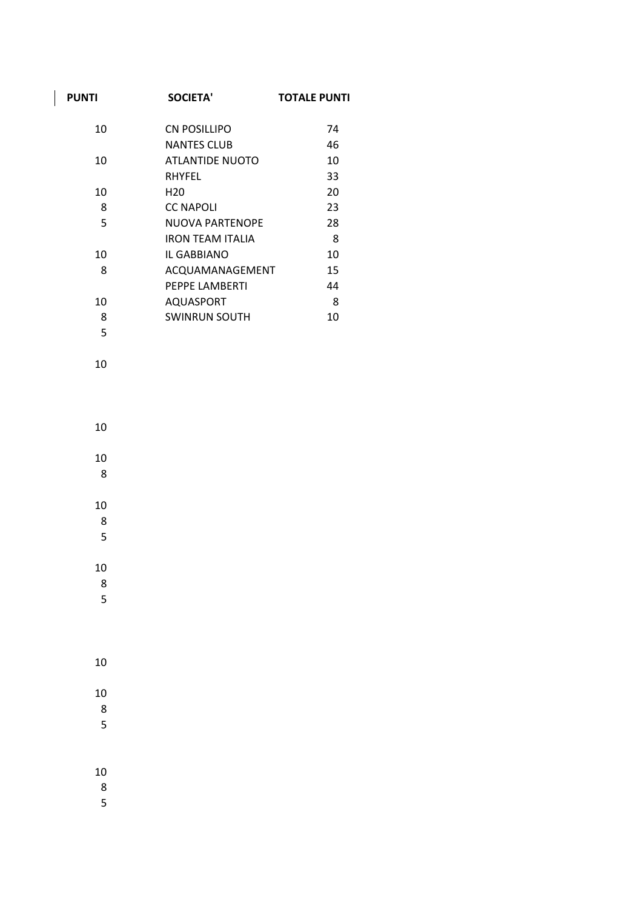| PUNTI | SOCIETA' | TOTALE PUNTI |
|---|---|---|
| 10 | CN POSILLIPO | 74 |
| | NANTES CLUB | 46 |
| 10 | ATLANTIDE NUOTO | 10 |
| | RHYFEL | 33 |
| 10 | H20 | 20 |
| 8 | CC NAPOLI | 23 |
| 5 | NUOVA PARTENOPE | 28 |
| | IRON TEAM ITALIA | 8 |
| 10 | IL GABBIANO | 10 |
| 8 | ACQUAMANAGEMENT | 15 |
| | PEPPE LAMBERTI | 44 |
| 10 | AQUASPORT | 8 |
| 8 | SWINRUN SOUTH | 10 |
| 5 | | |
| 10 | | |
| 10 | | |
| 10 | | |
| 8 | | |
| 10 | | |
| 8 | | |
| 5 | | |
| 10 | | |
| 8 | | |
| 5 | | |
| 10 | | |
| 10 | | |
| 8 | | |
| 5 | | |
| 10 | | |
| 8 | | |
| 5 | | |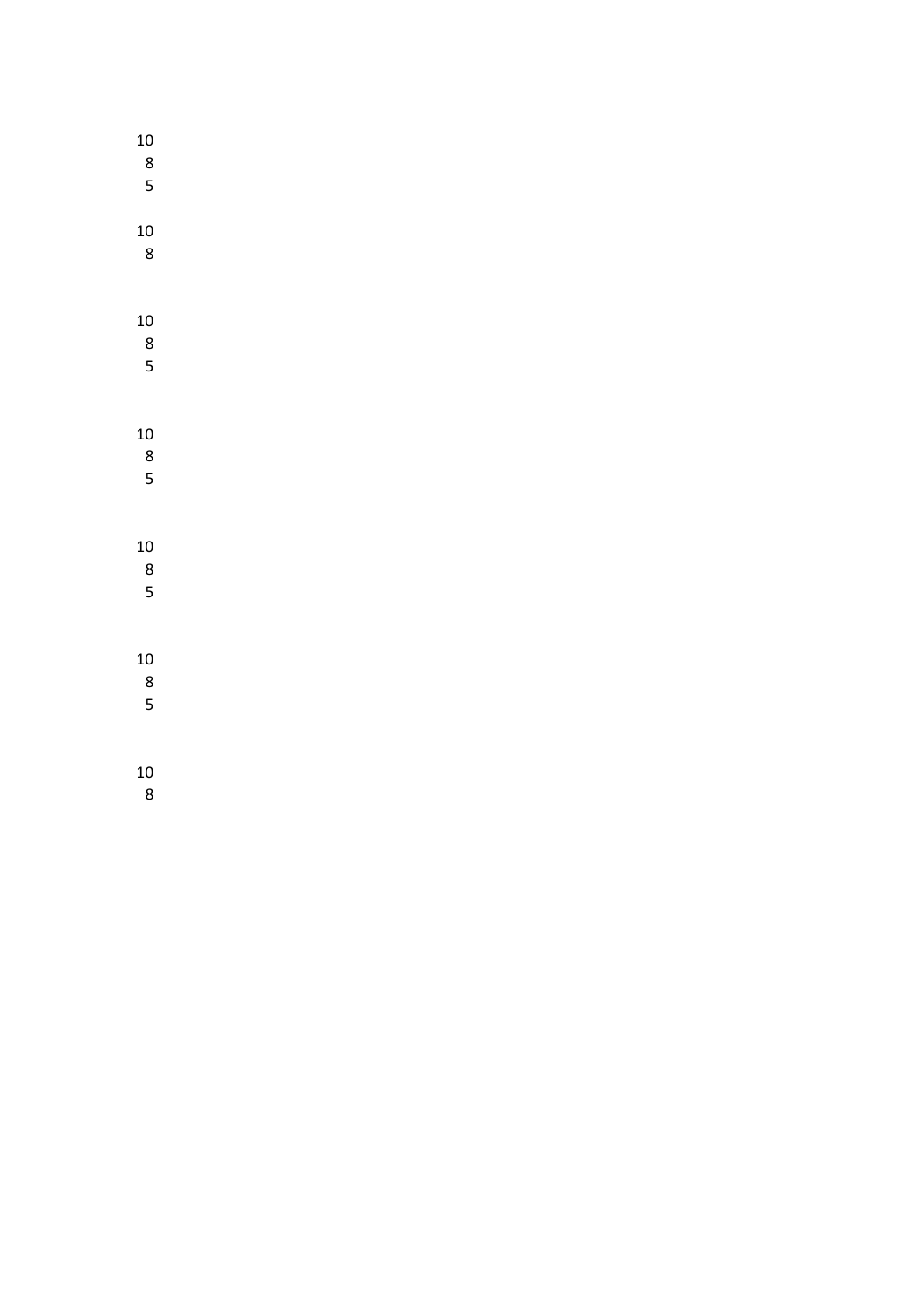10
8
5

10
8

10
8
5

10
8
5

10
8
5

10
8
5

10
8